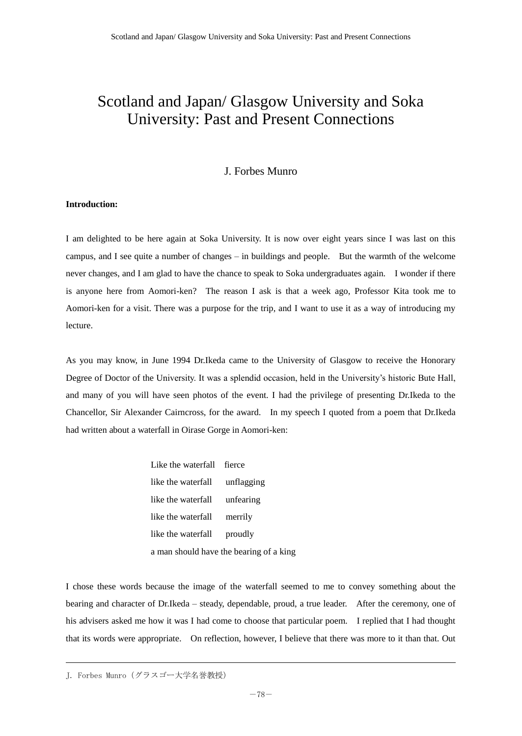# Scotland and Japan/ Glasgow University and Soka University: Past and Present Connections

J. Forbes Munro

**Introduction:**

I am delighted to be here again at Soka University. It is now over eight years since I was last on this campus, and I see quite a number of changes – in buildings and people. But the warmth of the welcome never changes, and I am glad to have the chance to speak to Soka undergraduates again. I wonder if there is anyone here from Aomori-ken? The reason I ask is that a week ago, Professor Kita took me to Aomori-ken for a visit. There was a purpose for the trip, and I want to use it as a way of introducing my lecture.

As you may know, in June 1994 Dr.Ikeda came to the University of Glasgow to receive the Honorary Degree of Doctor of the University. It was a splendid occasion, held in the University's historic Bute Hall, and many of you will have seen photos of the event. I had the privilege of presenting Dr.Ikeda to the Chancellor, Sir Alexander Cairncross, for the award. In my speech I quoted from a poem that Dr.Ikeda had written about a waterfall in Oirase Gorge in Aomori-ken:

> Like the waterfall fierce
> like the waterfall unflagging
> like the waterfall unfearing
> like the waterfall merrily
> like the waterfall proudly
> a man should have the bearing of a king

I chose these words because the image of the waterfall seemed to me to convey something about the bearing and character of Dr.Ikeda – steady, dependable, proud, a true leader. After the ceremony, one of his advisers asked me how it was I had come to choose that particular poem. I replied that I had thought that its words were appropriate. On reflection, however, I believe that there was more to it than that. Out

---

J. Forbes Munro（グラスゴー大学名誉教授）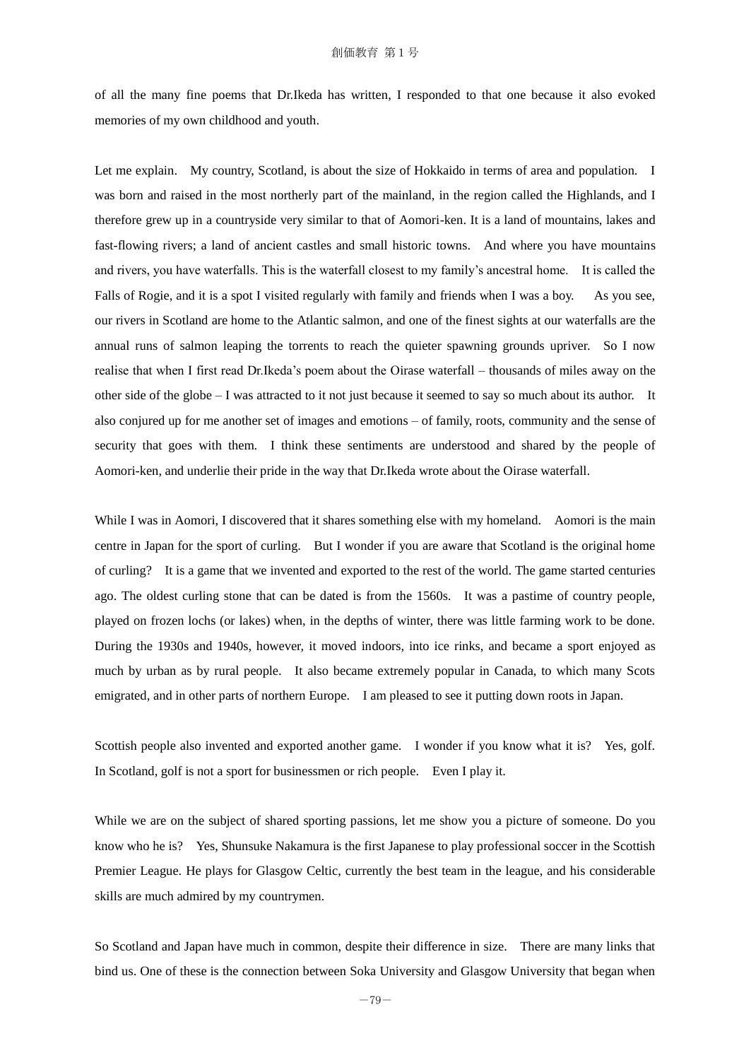of all the many fine poems that Dr.Ikeda has written, I responded to that one because it also evoked memories of my own childhood and youth.

Let me explain. My country, Scotland, is about the size of Hokkaido in terms of area and population. I was born and raised in the most northerly part of the mainland, in the region called the Highlands, and I therefore grew up in a countryside very similar to that of Aomori-ken. It is a land of mountains, lakes and fast-flowing rivers; a land of ancient castles and small historic towns. And where you have mountains and rivers, you have waterfalls. This is the waterfall closest to my family's ancestral home. It is called the Falls of Rogie, and it is a spot I visited regularly with family and friends when I was a boy. As you see, our rivers in Scotland are home to the Atlantic salmon, and one of the finest sights at our waterfalls are the annual runs of salmon leaping the torrents to reach the quieter spawning grounds upriver. So I now realise that when I first read Dr.Ikeda's poem about the Oirase waterfall – thousands of miles away on the other side of the globe – I was attracted to it not just because it seemed to say so much about its author. It also conjured up for me another set of images and emotions – of family, roots, community and the sense of security that goes with them. I think these sentiments are understood and shared by the people of Aomori-ken, and underlie their pride in the way that Dr.Ikeda wrote about the Oirase waterfall.

While I was in Aomori, I discovered that it shares something else with my homeland. Aomori is the main centre in Japan for the sport of curling. But I wonder if you are aware that Scotland is the original home of curling? It is a game that we invented and exported to the rest of the world. The game started centuries ago. The oldest curling stone that can be dated is from the 1560s. It was a pastime of country people, played on frozen lochs (or lakes) when, in the depths of winter, there was little farming work to be done. During the 1930s and 1940s, however, it moved indoors, into ice rinks, and became a sport enjoyed as much by urban as by rural people. It also became extremely popular in Canada, to which many Scots emigrated, and in other parts of northern Europe. I am pleased to see it putting down roots in Japan.

Scottish people also invented and exported another game. I wonder if you know what it is? Yes, golf. In Scotland, golf is not a sport for businessmen or rich people. Even I play it.

While we are on the subject of shared sporting passions, let me show you a picture of someone. Do you know who he is? Yes, Shunsuke Nakamura is the first Japanese to play professional soccer in the Scottish Premier League. He plays for Glasgow Celtic, currently the best team in the league, and his considerable skills are much admired by my countrymen.

So Scotland and Japan have much in common, despite their difference in size. There are many links that bind us. One of these is the connection between Soka University and Glasgow University that began when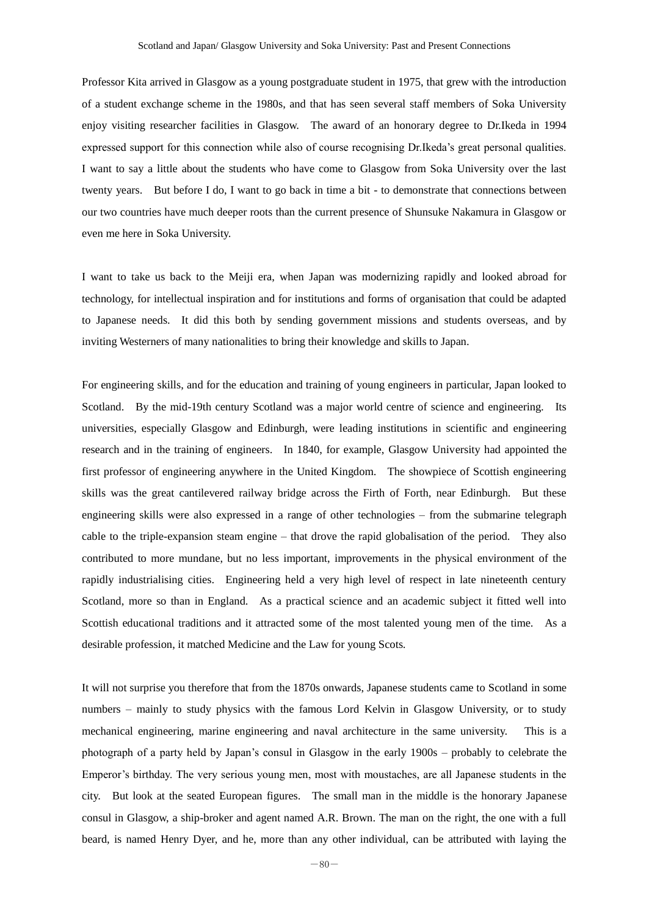Professor Kita arrived in Glasgow as a young postgraduate student in 1975, that grew with the introduction of a student exchange scheme in the 1980s, and that has seen several staff members of Soka University enjoy visiting researcher facilities in Glasgow. The award of an honorary degree to Dr.Ikeda in 1994 expressed support for this connection while also of course recognising Dr.Ikeda's great personal qualities. I want to say a little about the students who have come to Glasgow from Soka University over the last twenty years. But before I do, I want to go back in time a bit - to demonstrate that connections between our two countries have much deeper roots than the current presence of Shunsuke Nakamura in Glasgow or even me here in Soka University.

I want to take us back to the Meiji era, when Japan was modernizing rapidly and looked abroad for technology, for intellectual inspiration and for institutions and forms of organisation that could be adapted to Japanese needs. It did this both by sending government missions and students overseas, and by inviting Westerners of many nationalities to bring their knowledge and skills to Japan.

For engineering skills, and for the education and training of young engineers in particular, Japan looked to Scotland. By the mid-19th century Scotland was a major world centre of science and engineering. Its universities, especially Glasgow and Edinburgh, were leading institutions in scientific and engineering research and in the training of engineers. In 1840, for example, Glasgow University had appointed the first professor of engineering anywhere in the United Kingdom. The showpiece of Scottish engineering skills was the great cantilevered railway bridge across the Firth of Forth, near Edinburgh. But these engineering skills were also expressed in a range of other technologies – from the submarine telegraph cable to the triple-expansion steam engine – that drove the rapid globalisation of the period. They also contributed to more mundane, but no less important, improvements in the physical environment of the rapidly industrialising cities. Engineering held a very high level of respect in late nineteenth century Scotland, more so than in England. As a practical science and an academic subject it fitted well into Scottish educational traditions and it attracted some of the most talented young men of the time. As a desirable profession, it matched Medicine and the Law for young Scots.

It will not surprise you therefore that from the 1870s onwards, Japanese students came to Scotland in some numbers – mainly to study physics with the famous Lord Kelvin in Glasgow University, or to study mechanical engineering, marine engineering and naval architecture in the same university. This is a photograph of a party held by Japan's consul in Glasgow in the early 1900s – probably to celebrate the Emperor's birthday. The very serious young men, most with moustaches, are all Japanese students in the city. But look at the seated European figures. The small man in the middle is the honorary Japanese consul in Glasgow, a ship-broker and agent named A.R. Brown. The man on the right, the one with a full beard, is named Henry Dyer, and he, more than any other individual, can be attributed with laying the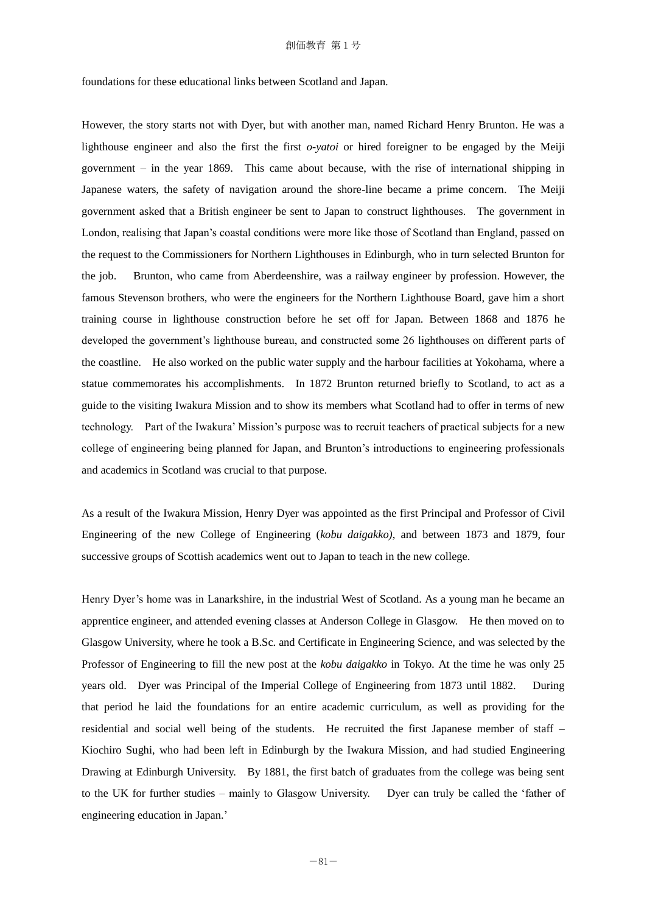foundations for these educational links between Scotland and Japan.

However, the story starts not with Dyer, but with another man, named Richard Henry Brunton. He was a lighthouse engineer and also the first the first *o-yatoi* or hired foreigner to be engaged by the Meiji government – in the year 1869. This came about because, with the rise of international shipping in Japanese waters, the safety of navigation around the shore-line became a prime concern. The Meiji government asked that a British engineer be sent to Japan to construct lighthouses. The government in London, realising that Japan's coastal conditions were more like those of Scotland than England, passed on the request to the Commissioners for Northern Lighthouses in Edinburgh, who in turn selected Brunton for the job. Brunton, who came from Aberdeenshire, was a railway engineer by profession. However, the famous Stevenson brothers, who were the engineers for the Northern Lighthouse Board, gave him a short training course in lighthouse construction before he set off for Japan. Between 1868 and 1876 he developed the government's lighthouse bureau, and constructed some 26 lighthouses on different parts of the coastline. He also worked on the public water supply and the harbour facilities at Yokohama, where a statue commemorates his accomplishments. In 1872 Brunton returned briefly to Scotland, to act as a guide to the visiting Iwakura Mission and to show its members what Scotland had to offer in terms of new technology. Part of the Iwakura' Mission's purpose was to recruit teachers of practical subjects for a new college of engineering being planned for Japan, and Brunton's introductions to engineering professionals and academics in Scotland was crucial to that purpose.

As a result of the Iwakura Mission, Henry Dyer was appointed as the first Principal and Professor of Civil Engineering of the new College of Engineering (*kobu daigakko)*, and between 1873 and 1879, four successive groups of Scottish academics went out to Japan to teach in the new college.

Henry Dyer's home was in Lanarkshire, in the industrial West of Scotland. As a young man he became an apprentice engineer, and attended evening classes at Anderson College in Glasgow. He then moved on to Glasgow University, where he took a B.Sc. and Certificate in Engineering Science, and was selected by the Professor of Engineering to fill the new post at the *kobu daigakko* in Tokyo. At the time he was only 25 years old. Dyer was Principal of the Imperial College of Engineering from 1873 until 1882. During that period he laid the foundations for an entire academic curriculum, as well as providing for the residential and social well being of the students. He recruited the first Japanese member of staff – Kiochiro Sughi, who had been left in Edinburgh by the Iwakura Mission, and had studied Engineering Drawing at Edinburgh University. By 1881, the first batch of graduates from the college was being sent to the UK for further studies – mainly to Glasgow University. Dyer can truly be called the 'father of engineering education in Japan.'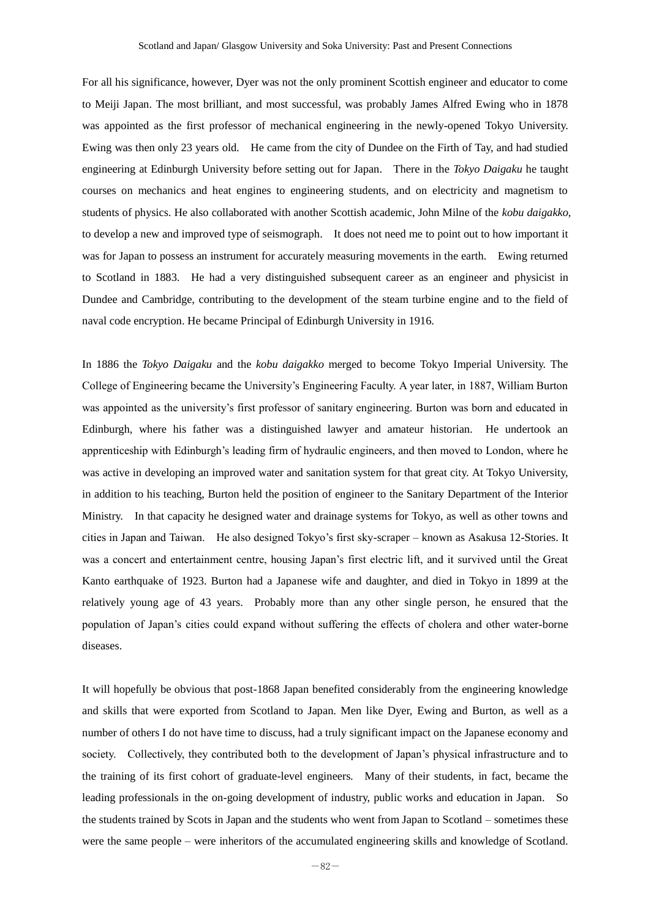For all his significance, however, Dyer was not the only prominent Scottish engineer and educator to come to Meiji Japan. The most brilliant, and most successful, was probably James Alfred Ewing who in 1878 was appointed as the first professor of mechanical engineering in the newly-opened Tokyo University. Ewing was then only 23 years old. He came from the city of Dundee on the Firth of Tay, and had studied engineering at Edinburgh University before setting out for Japan. There in the *Tokyo Daigaku* he taught courses on mechanics and heat engines to engineering students, and on electricity and magnetism to students of physics. He also collaborated with another Scottish academic, John Milne of the *kobu daigakko*, to develop a new and improved type of seismograph. It does not need me to point out to how important it was for Japan to possess an instrument for accurately measuring movements in the earth. Ewing returned to Scotland in 1883. He had a very distinguished subsequent career as an engineer and physicist in Dundee and Cambridge, contributing to the development of the steam turbine engine and to the field of naval code encryption. He became Principal of Edinburgh University in 1916.

In 1886 the *Tokyo Daigaku* and the *kobu daigakko* merged to become Tokyo Imperial University. The College of Engineering became the University's Engineering Faculty. A year later, in 1887, William Burton was appointed as the university's first professor of sanitary engineering. Burton was born and educated in Edinburgh, where his father was a distinguished lawyer and amateur historian. He undertook an apprenticeship with Edinburgh's leading firm of hydraulic engineers, and then moved to London, where he was active in developing an improved water and sanitation system for that great city. At Tokyo University, in addition to his teaching, Burton held the position of engineer to the Sanitary Department of the Interior Ministry. In that capacity he designed water and drainage systems for Tokyo, as well as other towns and cities in Japan and Taiwan. He also designed Tokyo's first sky-scraper – known as Asakusa 12-Stories. It was a concert and entertainment centre, housing Japan's first electric lift, and it survived until the Great Kanto earthquake of 1923. Burton had a Japanese wife and daughter, and died in Tokyo in 1899 at the relatively young age of 43 years. Probably more than any other single person, he ensured that the population of Japan's cities could expand without suffering the effects of cholera and other water-borne diseases.

It will hopefully be obvious that post-1868 Japan benefited considerably from the engineering knowledge and skills that were exported from Scotland to Japan. Men like Dyer, Ewing and Burton, as well as a number of others I do not have time to discuss, had a truly significant impact on the Japanese economy and society. Collectively, they contributed both to the development of Japan's physical infrastructure and to the training of its first cohort of graduate-level engineers. Many of their students, in fact, became the leading professionals in the on-going development of industry, public works and education in Japan. So the students trained by Scots in Japan and the students who went from Japan to Scotland – sometimes these were the same people – were inheritors of the accumulated engineering skills and knowledge of Scotland.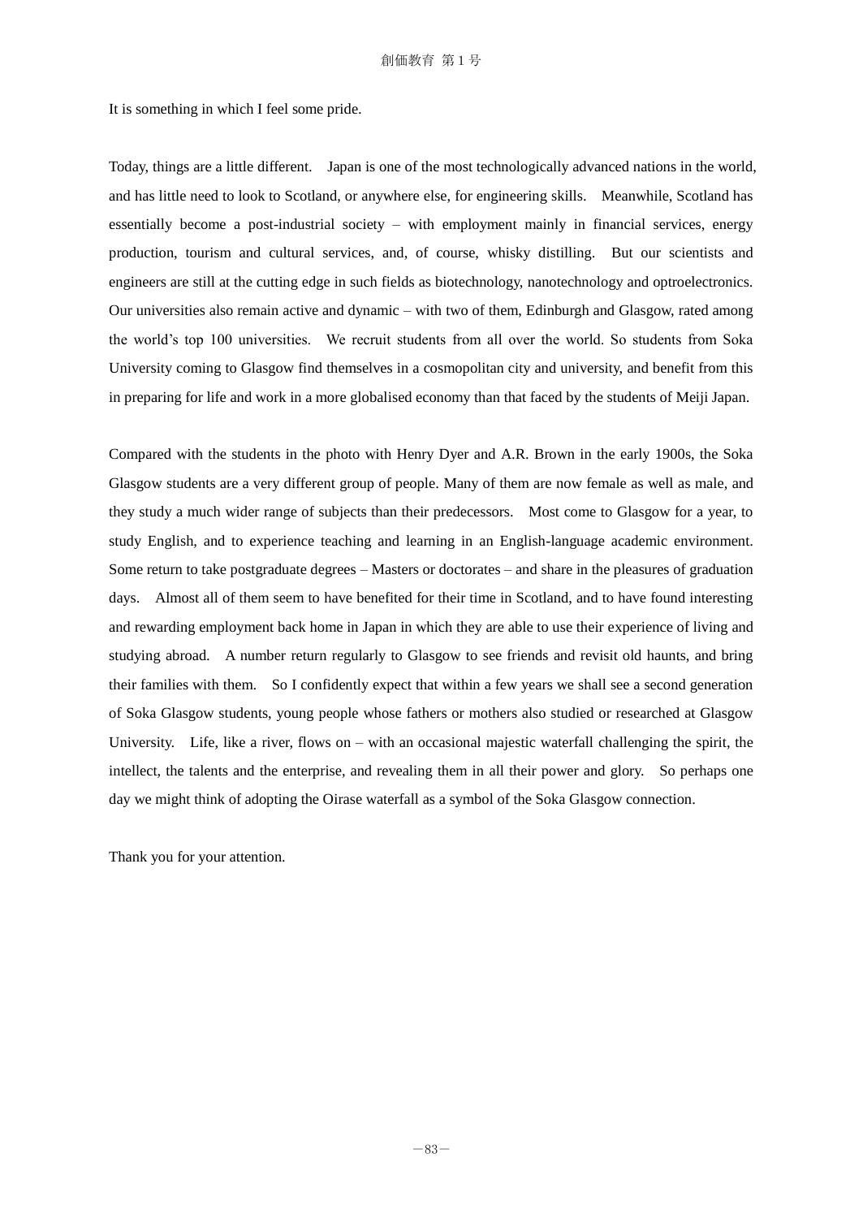It is something in which I feel some pride.

Today, things are a little different. Japan is one of the most technologically advanced nations in the world, and has little need to look to Scotland, or anywhere else, for engineering skills. Meanwhile, Scotland has essentially become a post-industrial society – with employment mainly in financial services, energy production, tourism and cultural services, and, of course, whisky distilling. But our scientists and engineers are still at the cutting edge in such fields as biotechnology, nanotechnology and optroelectronics. Our universities also remain active and dynamic – with two of them, Edinburgh and Glasgow, rated among the world's top 100 universities. We recruit students from all over the world. So students from Soka University coming to Glasgow find themselves in a cosmopolitan city and university, and benefit from this in preparing for life and work in a more globalised economy than that faced by the students of Meiji Japan.

Compared with the students in the photo with Henry Dyer and A.R. Brown in the early 1900s, the Soka Glasgow students are a very different group of people. Many of them are now female as well as male, and they study a much wider range of subjects than their predecessors. Most come to Glasgow for a year, to study English, and to experience teaching and learning in an English-language academic environment. Some return to take postgraduate degrees – Masters or doctorates – and share in the pleasures of graduation days. Almost all of them seem to have benefited for their time in Scotland, and to have found interesting and rewarding employment back home in Japan in which they are able to use their experience of living and studying abroad. A number return regularly to Glasgow to see friends and revisit old haunts, and bring their families with them. So I confidently expect that within a few years we shall see a second generation of Soka Glasgow students, young people whose fathers or mothers also studied or researched at Glasgow University. Life, like a river, flows on – with an occasional majestic waterfall challenging the spirit, the intellect, the talents and the enterprise, and revealing them in all their power and glory. So perhaps one day we might think of adopting the Oirase waterfall as a symbol of the Soka Glasgow connection.

Thank you for your attention.